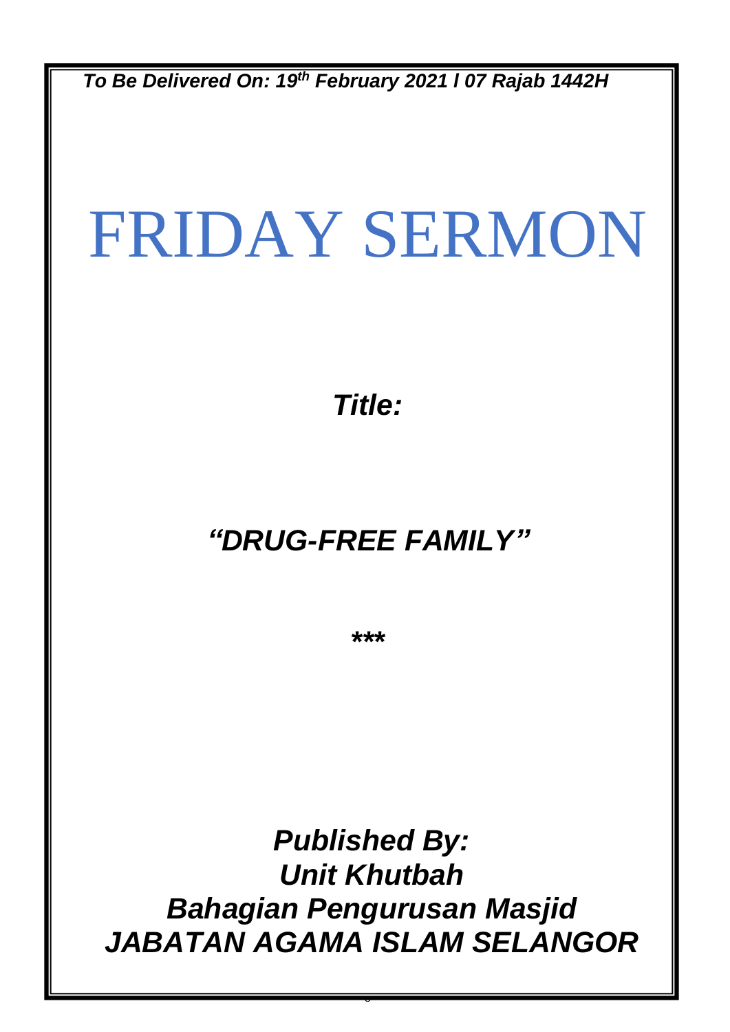***To Be Delivered On: 19th February 2021 l 07 Rajab 1442H***

# FRIDAY SERMON

***Title:***

## ***"DRUG-FREE FAMILY"***

*****

***Published By:***
***Unit Khutbah***
***Bahagian Pengurusan Masjid***
***JABATAN AGAMA ISLAM SELANGOR***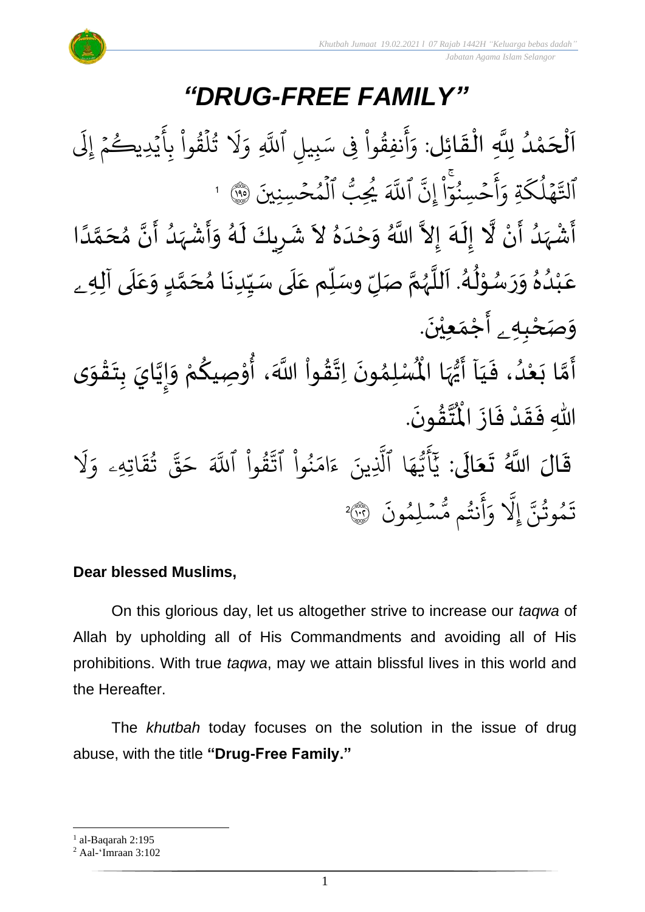# *"DRUG-FREE FAMILY"*

اَلْحَمْدُ لِلَّهِ الْقَائِلِ: وَأَنفِقُواْ فِي سَبِيلِ ٱللَّهِ وَلَا تُلْقُواْ بِأَيْدِيكُمْ إِلَى ٱلتَّهْلُكَةِ وَأَحْسِنُوٓاْ إِنَّ ٱللَّهَ يُحِبُّ ٱلْمُحْسِنِينَ ﴿١٩٥﴾ [1]

أَشْهَدُ أَنْ لَّا إِلَهَ إِلاَّ اللَّهُ وَحْدَهُ لاَ شَرِيكَ لَهُ وَأَشْهَدُ أَنَّ مُحَمَّدًا عَبْدُهُ وَرَسُوْلُهُ. اَللَّهُمَّ صَلِّ وسَلِّم عَلَى سَيِّدِنَا مُحَمَّدٍ وَعَلَى آلِهِۦ وَصَحْبِهِۦ أَجْمَعِيْنَ.

أَمَّا بَعْدُ، فَيَآ أَيُّهَا الْمُسْلِمُونَ اِتَّقُواْ اللَّهَ، أُوْصِيكُمْ وَإِيَّايَ بِتَقْوَى اللهِ فَقَدْ فَازَ الْمُتَّقُونَ.

قَالَ اللَّهُ تَعَالَى: يَٰٓأَيُّهَا ٱلَّذِينَ ءَامَنُواْ ٱتَّقُواْ ٱللَّهَ حَقَّ تُقَاتِهِۦ وَلَا تَمُوتُنَّ إِلَّا وَأَنتُم مُّسْلِمُونَ ﴿١٠٢﴾ [2]

**Dear blessed Muslims,**

On this glorious day, let us altogether strive to increase our *taqwa* of Allah by upholding all of His Commandments and avoiding all of His prohibitions. With true *taqwa*, may we attain blissful lives in this world and the Hereafter.

The *khutbah* today focuses on the solution in the issue of drug abuse, with the title **"Drug-Free Family."**

---

[1] al-Baqarah 2:195
[2] Aal-'Imraan 3:102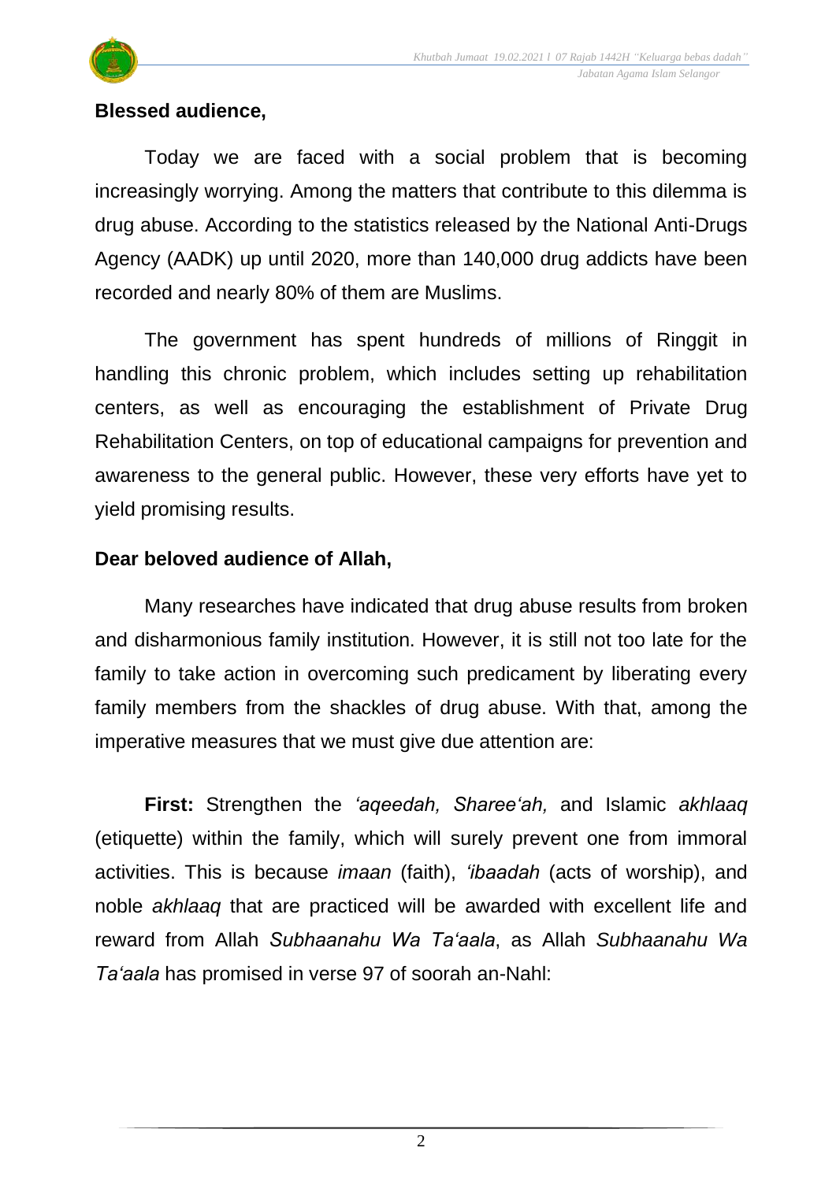**Blessed audience,**

Today we are faced with a social problem that is becoming increasingly worrying. Among the matters that contribute to this dilemma is drug abuse. According to the statistics released by the National Anti-Drugs Agency (AADK) up until 2020, more than 140,000 drug addicts have been recorded and nearly 80% of them are Muslims.

The government has spent hundreds of millions of Ringgit in handling this chronic problem, which includes setting up rehabilitation centers, as well as encouraging the establishment of Private Drug Rehabilitation Centers, on top of educational campaigns for prevention and awareness to the general public. However, these very efforts have yet to yield promising results.

**Dear beloved audience of Allah,**

Many researches have indicated that drug abuse results from broken and disharmonious family institution. However, it is still not too late for the family to take action in overcoming such predicament by liberating every family members from the shackles of drug abuse. With that, among the imperative measures that we must give due attention are:

**First:** Strengthen the *'aqeedah, Sharee'ah,* and Islamic *akhlaaq* (etiquette) within the family, which will surely prevent one from immoral activities. This is because *imaan* (faith), *'ibaadah* (acts of worship), and noble *akhlaaq* that are practiced will be awarded with excellent life and reward from Allah *Subhaanahu Wa Ta'aala*, as Allah *Subhaanahu Wa Ta'aala* has promised in verse 97 of soorah an-Nahl: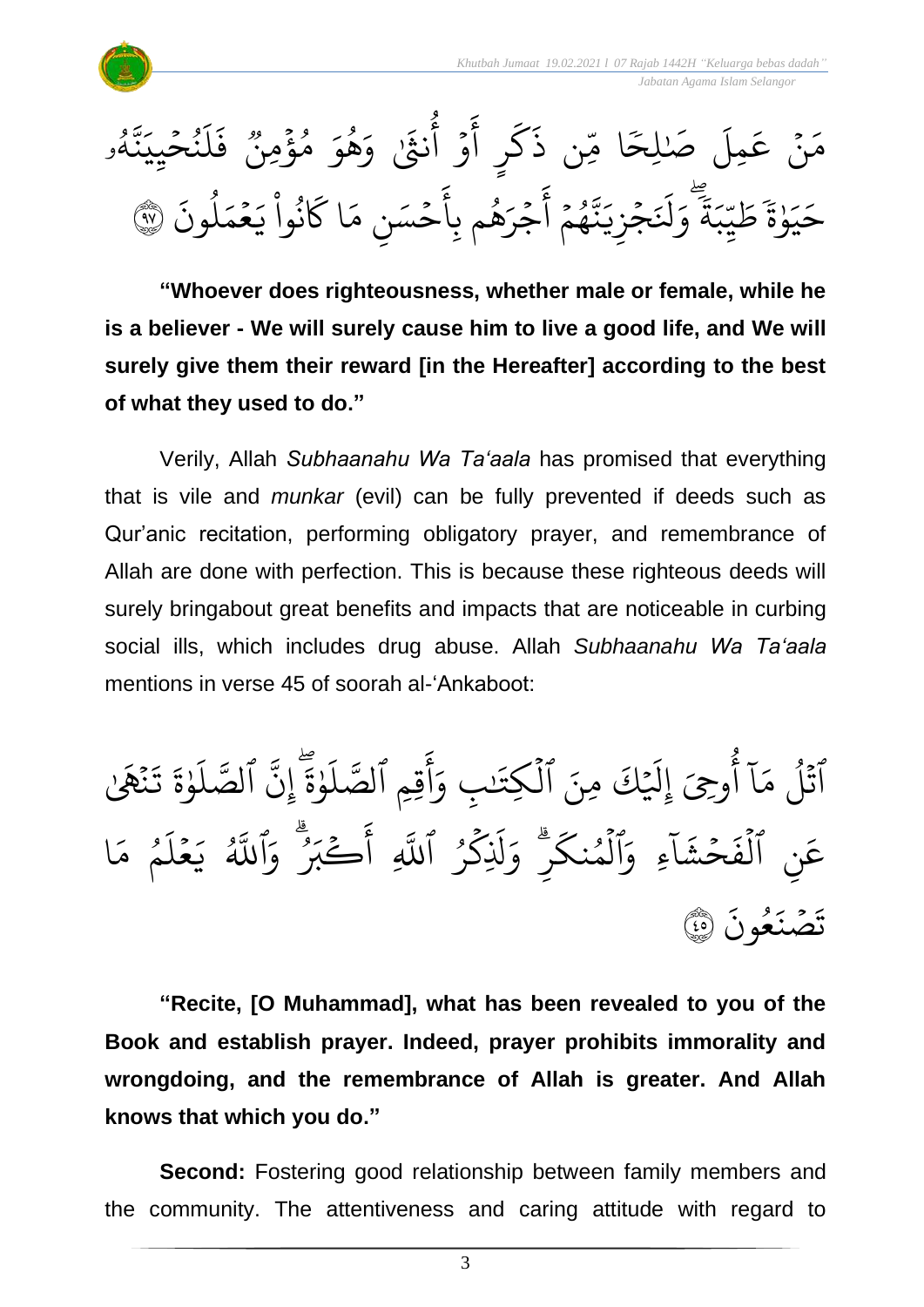مَنۡ عَمِلَ صَٰلِحٗا مِّن ذَكَرٍ أَوۡ أُنثَىٰ وَهُوَ مُؤۡمِنٞ فَلَنُحۡيِيَنَّهُۥ حَيَوٰةٗ طَيِّبَةٗۖ وَلَنَجۡزِيَنَّهُمۡ أَجۡرَهُم بِأَحۡسَنِ مَا كَانُواْ يَعۡمَلُونَ ۝٩٧

**"Whoever does righteousness, whether male or female, while he is a believer - We will surely cause him to live a good life, and We will surely give them their reward [in the Hereafter] according to the best of what they used to do."**

Verily, Allah *Subhaanahu Wa Ta'aala* has promised that everything that is vile and *munkar* (evil) can be fully prevented if deeds such as Qur'anic recitation, performing obligatory prayer, and remembrance of Allah are done with perfection. This is because these righteous deeds will surely bringabout great benefits and impacts that are noticeable in curbing social ills, which includes drug abuse. Allah *Subhaanahu Wa Ta'aala* mentions in verse 45 of soorah al-'Ankaboot:

ٱتۡلُ مَآ أُوحِيَ إِلَيۡكَ مِنَ ٱلۡكِتَٰبِ وَأَقِمِ ٱلصَّلَوٰةَۖ إِنَّ ٱلصَّلَوٰةَ تَنۡهَىٰ عَنِ ٱلۡفَحۡشَآءِ وَٱلۡمُنكَرِۗ وَلَذِكۡرُ ٱللَّهِ أَكۡبَرُۗ وَٱللَّهُ يَعۡلَمُ مَا تَصۡنَعُونَ ۝٤٥

**"Recite, [O Muhammad], what has been revealed to you of the Book and establish prayer. Indeed, prayer prohibits immorality and wrongdoing, and the remembrance of Allah is greater. And Allah knows that which you do."**

**Second:** Fostering good relationship between family members and the community. The attentiveness and caring attitude with regard to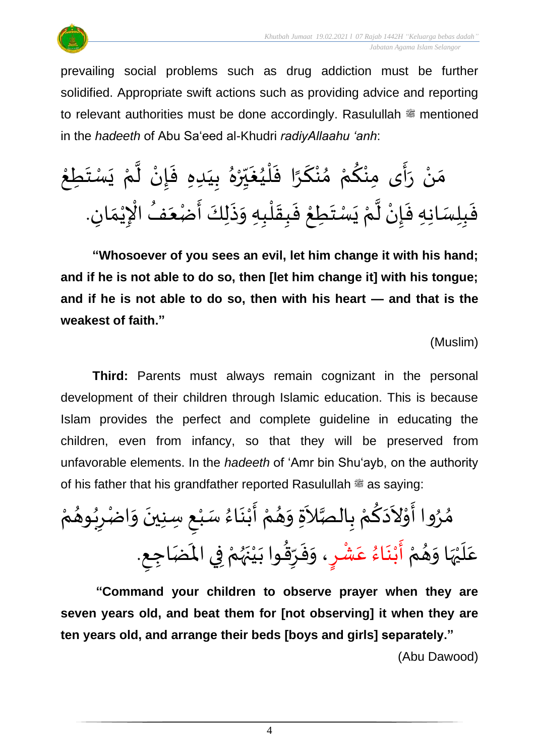prevailing social problems such as drug addiction must be further solidified. Appropriate swift actions such as providing advice and reporting to relevant authorities must be done accordingly. Rasulullah ﷺ mentioned in the *hadeeth* of Abu Sa‘eed al-Khudri *radiyAllaahu ‘anh*:

مَنْ رَأَى مِنْكُمْ مُنْكَرًا فَلْيُغَيِّرْهُ بِيَدِهِ فَإِنْ لَّمْ يَسْتَطِعْ فَبِلِسَانِهِ فَإِنْ لَّمْ يَسْتَطِعْ فَبِقَلْبِهِ وَذَلِكَ أَضْعَفُ الْإِيْمَانِ.

**“Whosoever of you sees an evil, let him change it with his hand; and if he is not able to do so, then [let him change it] with his tongue; and if he is not able to do so, then with his heart — and that is the weakest of faith.”**

(Muslim)

**Third:** Parents must always remain cognizant in the personal development of their children through Islamic education. This is because Islam provides the perfect and complete guideline in educating the children, even from infancy, so that they will be preserved from unfavorable elements. In the *hadeeth* of ‘Amr bin Shu‘ayb, on the authority of his father that his grandfather reported Rasulullah ﷺ as saying:

مُرُوا أَوْلاَدَكُمْ بِالصَّلاَةِ وَهُمْ أَبْنَاءُ سَبْعِ سِنِينَ وَاضْرِبُوهُمْ عَلَيْهَا وَهُمْ أَبْنَاءُ عَشْرٍ، وَفَرِّقُوا بَيْنَهُمْ فِي الْمَضَاجِعِ.

**“Command your children to observe prayer when they are seven years old, and beat them for [not observing] it when they are ten years old, and arrange their beds [boys and girls] separately.”**

(Abu Dawood)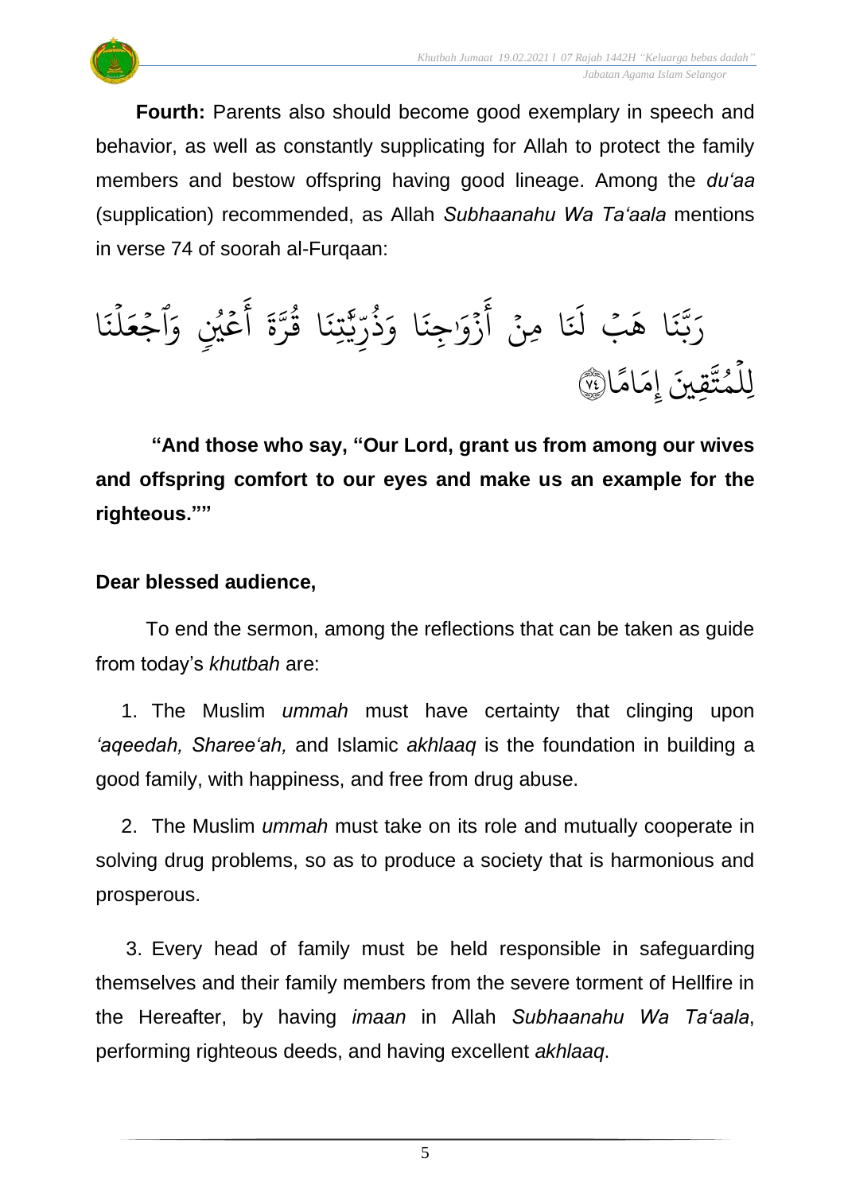**Fourth:** Parents also should become good exemplary in speech and behavior, as well as constantly supplicating for Allah to protect the family members and bestow offspring having good lineage. Among the *du'aa* (supplication) recommended, as Allah *Subhaanahu Wa Ta'aala* mentions in verse 74 of soorah al-Furqaan:

رَبَّنَا هَبْ لَنَا مِنْ أَزْوَٰجِنَا وَذُرِّيَّٰتِنَا قُرَّةَ أَعْيُنٍ وَٱجْعَلْنَا لِلْمُتَّقِينَ إِمَامًا ﴿٧٤﴾

**"And those who say, "Our Lord, grant us from among our wives and offspring comfort to our eyes and make us an example for the righteous.""**

**Dear blessed audience,**

To end the sermon, among the reflections that can be taken as guide from today's *khutbah* are:

1. The Muslim *ummah* must have certainty that clinging upon *'aqeedah, Sharee'ah,* and Islamic *akhlaaq* is the foundation in building a good family, with happiness, and free from drug abuse.

2. The Muslim *ummah* must take on its role and mutually cooperate in solving drug problems, so as to produce a society that is harmonious and prosperous.

3. Every head of family must be held responsible in safeguarding themselves and their family members from the severe torment of Hellfire in the Hereafter, by having *imaan* in Allah *Subhaanahu Wa Ta'aala*, performing righteous deeds, and having excellent *akhlaaq*.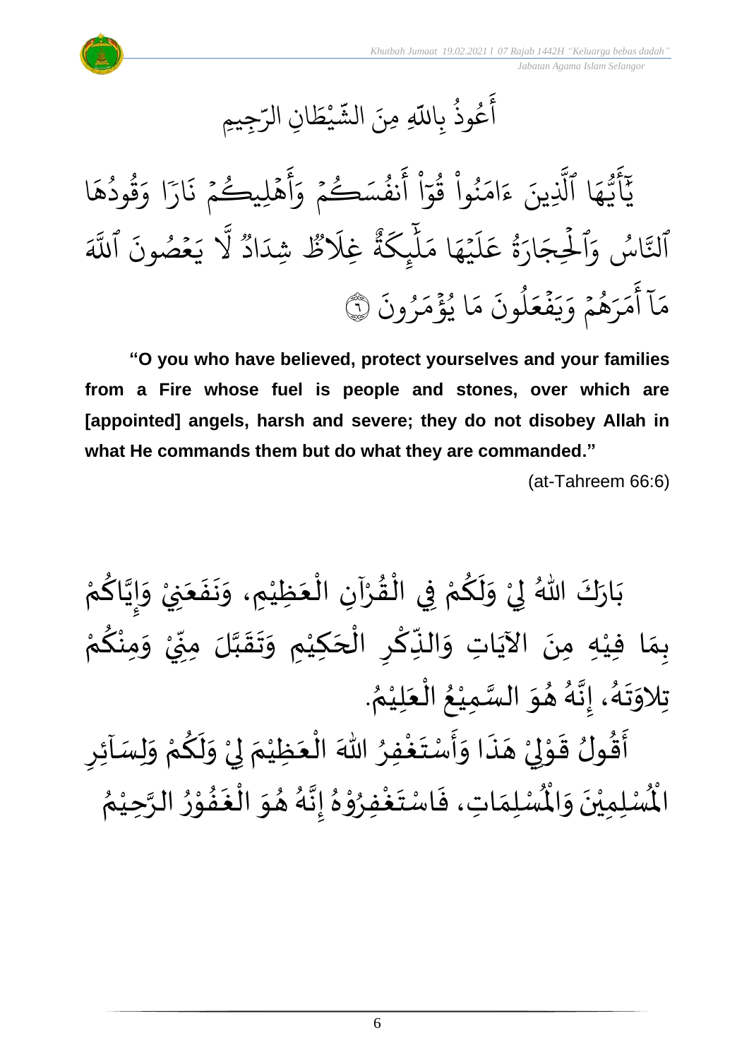أَعُوذُ بِاللّٰهِ مِنَ الشَّيْطَانِ الرَّجِيمِ

يَٰٓأَيُّهَا ٱلَّذِينَ ءَامَنُواْ قُوٓاْ أَنفُسَكُمۡ وَأَهۡلِيكُمۡ نَارٗا وَقُودُهَا ٱلنَّاسُ وَٱلۡحِجَارَةُ عَلَيۡهَا مَلَٰٓئِكَةٌ غِلَاظٞ شِدَادٞ لَّا يَعۡصُونَ ٱللَّهَ مَآ أَمَرَهُمۡ وَيَفۡعَلُونَ مَا يُؤۡمَرُونَ ﴿٦﴾

**"O you who have believed, protect yourselves and your families from a Fire whose fuel is people and stones, over which are [appointed] angels, harsh and severe; they do not disobey Allah in what He commands them but do what they are commanded."**

(at-Tahreem 66:6)

بَارَكَ اللّٰهُ لِيْ وَلَكُمْ فِي الْقُرْآنِ الْعَظِيْمِ، وَنَفَعَنِيْ وَإِيَّاكُمْ بِمَا فِيْهِ مِنَ الآيَاتِ وَالذِّكْرِ الْحَكِيْمِ وَتَقَبَّلَ مِنِّيْ وَمِنْكُمْ تِلاوَتَهُ، إِنَّهُ هُوَ السَّمِيْعُ الْعَلِيْمُ.

أَقُولُ قَوْلِيْ هَذَا وَأَسْتَغْفِرُ اللّٰهَ الْعَظِيْمَ لِيْ وَلَكُمْ وَلِسَآئِرِ الْمُسْلِمِيْنَ وَالْمُسْلِمَاتِ، فَاسْتَغْفِرُوْهُ إِنَّهُ هُوَ الْغَفُوْرُ الرَّحِيْمُ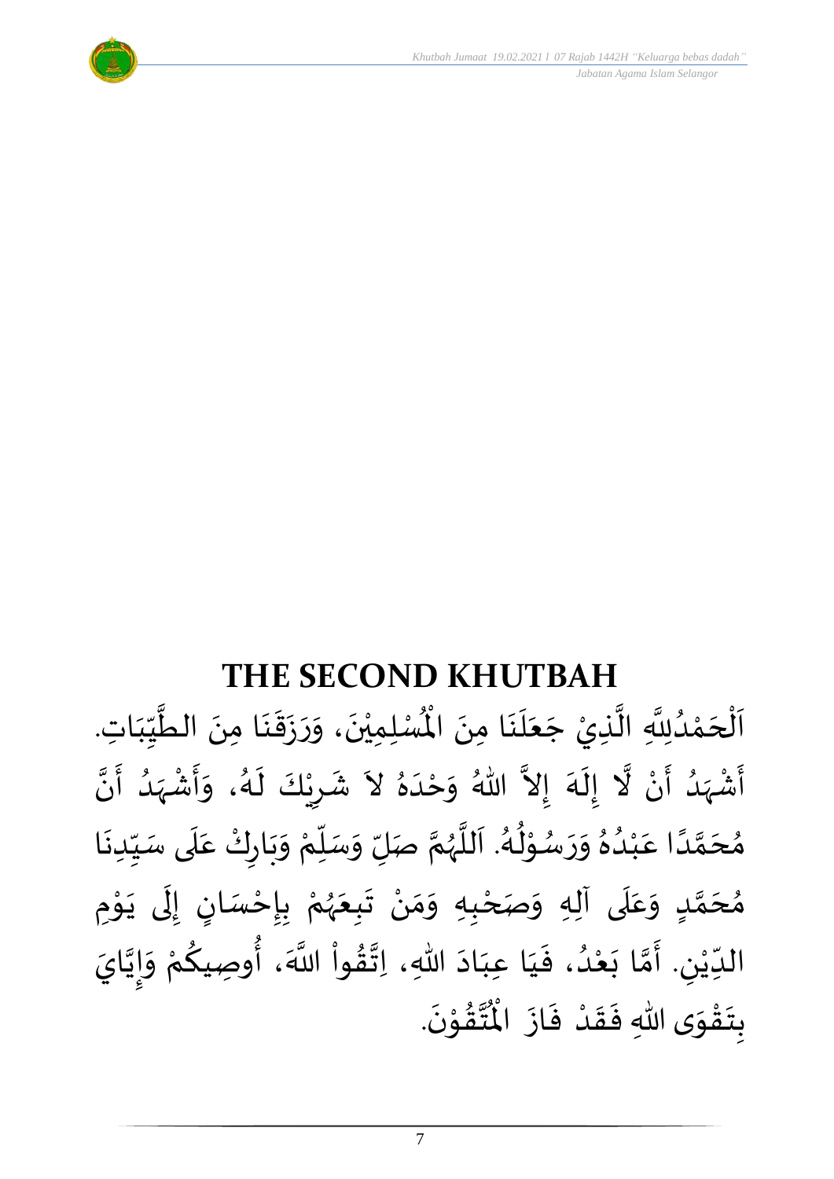## THE SECOND KHUTBAH

اَلْحَمْدُلِلَّهِ الَّذِيْ جَعَلَنَا مِنَ الْمُسْلِمِيْنَ، وَرَزَقَنَا مِنَ الطَّيِّبَاتِ. أَشْهَدُ أَنْ لَّا إِلَهَ إِلاَّ اللهُ وَحْدَهُ لاَ شَرِيْكَ لَهُ، وَأَشْهَدُ أَنَّ مُحَمَّدًا عَبْدُهُ وَرَسُوْلُهُ. اَللَّهُمَّ صَلِّ وَسَلِّمْ وَبَارِكْ عَلَى سَيِّدِنَا مُحَمَّدٍ وَعَلَى آلِهِ وَصَحْبِهِ وَمَنْ تَبِعَهُمْ بِإِحْسَانٍ إِلَى يَوْمِ الدِّيْنِ. أَمَّا بَعْدُ، فَيَا عِبَادَ اللهِ، اِتَّقُواْ اللَّهَ، أُوصِيكُمْ وَإِيَّايَ بِتَقْوَى اللهِ فَقَدْ فَازَ الْمُتَّقُوْنَ.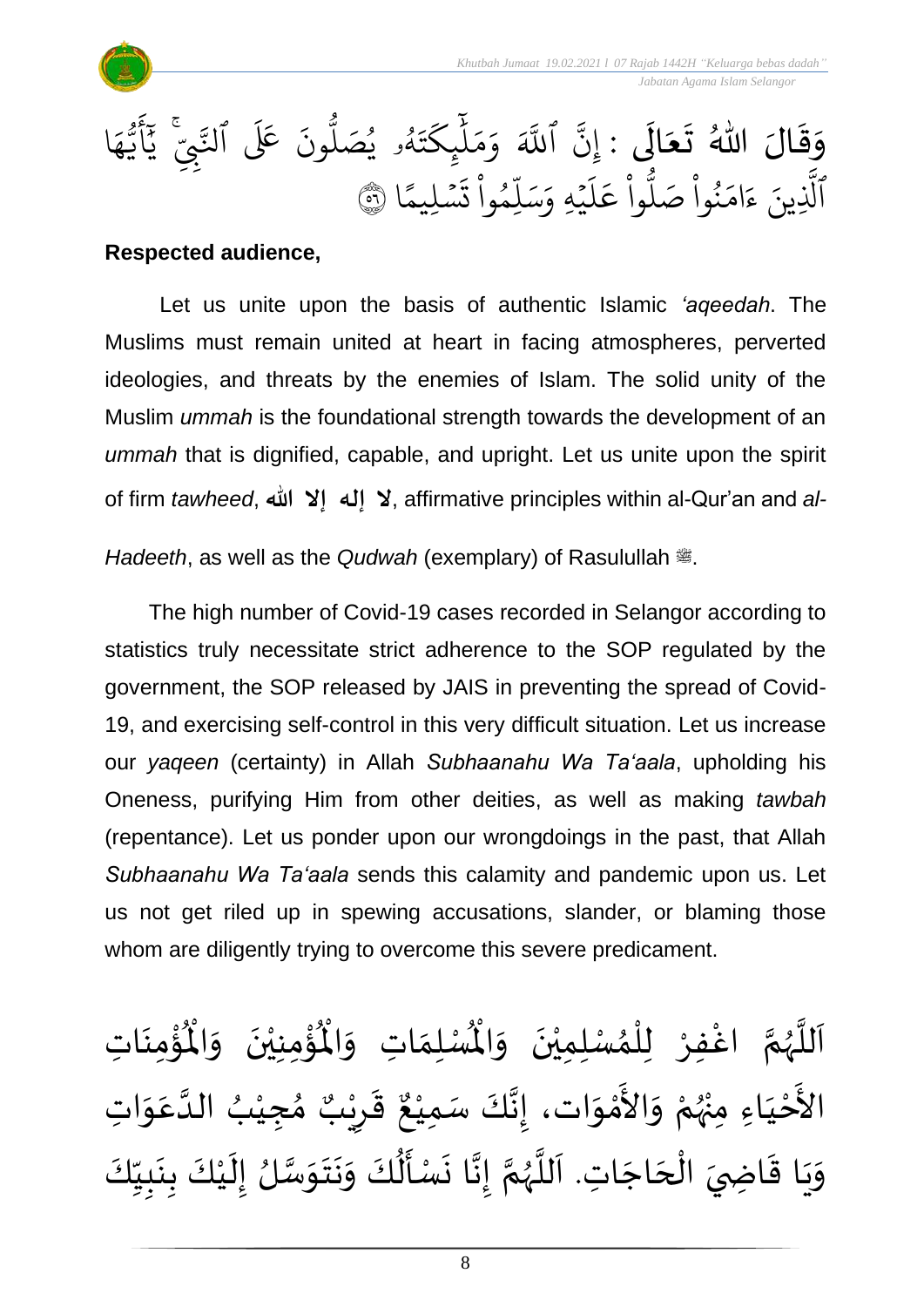وَقَالَ اللهُ تَعَالَى : إِنَّ ٱللَّهَ وَمَلَٰٓئِكَتَهُۥ يُصَلُّونَ عَلَى ٱلنَّبِيِّۚ يَٰٓأَيُّهَا ٱلَّذِينَ ءَامَنُواْ صَلُّواْ عَلَيۡهِ وَسَلِّمُواْ تَسۡلِيمًا ﴿٥٦﴾

**Respected audience,**

Let us unite upon the basis of authentic Islamic *'aqeedah*. The Muslims must remain united at heart in facing atmospheres, perverted ideologies, and threats by the enemies of Islam. The solid unity of the Muslim *ummah* is the foundational strength towards the development of an *ummah* that is dignified, capable, and upright. Let us unite upon the spirit of firm *tawheed*, **لا إله إلا الله**, affirmative principles within al-Qur'an and *al-Hadeeth*, as well as the *Qudwah* (exemplary) of Rasulullah ﷺ.

The high number of Covid-19 cases recorded in Selangor according to statistics truly necessitate strict adherence to the SOP regulated by the government, the SOP released by JAIS in preventing the spread of Covid-19, and exercising self-control in this very difficult situation. Let us increase our *yaqeen* (certainty) in Allah *Subhaanahu Wa Ta'aala*, upholding his Oneness, purifying Him from other deities, as well as making *tawbah* (repentance). Let us ponder upon our wrongdoings in the past, that Allah *Subhaanahu Wa Ta'aala* sends this calamity and pandemic upon us. Let us not get riled up in spewing accusations, slander, or blaming those whom are diligently trying to overcome this severe predicament.

اَللَّهُمَّ اغْفِرْ لِلْمُسْلِمِيْنَ وَالْمُسْلِمَاتِ وَالْمُؤْمِنِيْنَ وَالْمُؤْمِنَاتِ الأَحْيَاءِ مِنْهُمْ وَالأَمْوَات، إِنَّكَ سَمِيْعٌ قَرِيْبٌ مُجِيْبُ الدَّعَوَاتِ وَيَا قَاضِيَ الْحَاجَاتِ. اَللَّهُمَّ إِنَّا نَسْأَلُكَ وَنَتَوَسَّلُ إِلَيْكَ بِنَبِيِّكَ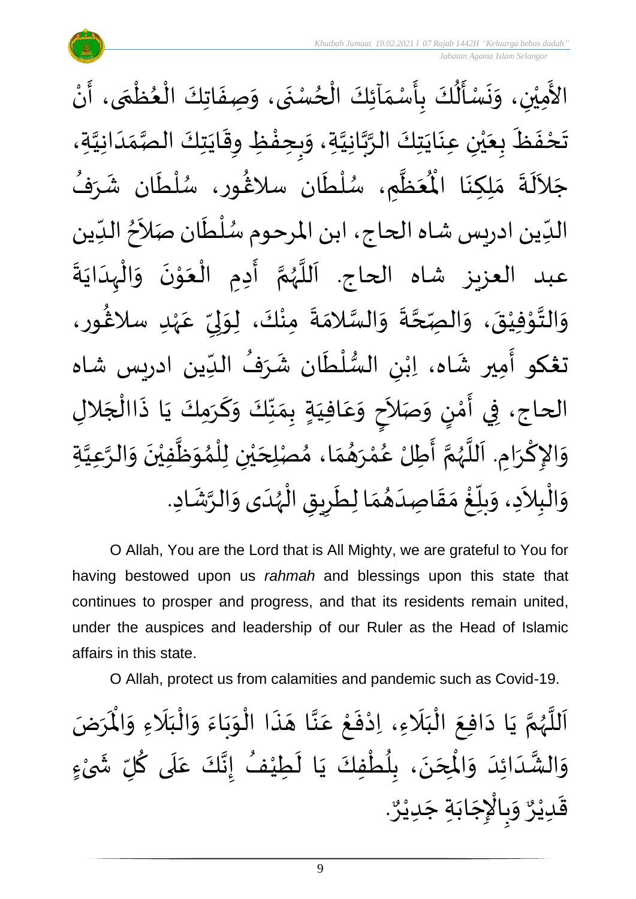الأَمِيْنِ، وَنَسْأَلُكَ بِأَسْمَآئِكَ الْحُسْنَى، وَصِفَاتِكَ الْعُظْمَى، أَنْ تَحْفَظَ بِعَيْنِ عِنَايَتِكَ الرَّبَّانِيَّةِ، وَبِحِفْظِ وِقَايَتِكَ الصَّمَدَانِيَّةِ، جَلاَلَةَ مَلِكِنَا الْمُعَظَّمِ، سُلْطَان سلاڠور، سُلْطَان شَرَفُ الدِّين ادريس شاه الحاج، ابن المرحوم سُلْطَان صَلاَحُ الدِّين عبد العزيز شاه الحاج. اَللَّهُمَّ أَدِمِ الْعَوْنَ وَالْهِدَايَةَ وَالتَّوْفِيْقَ، وَالصِّحَّةَ وَالسَّلامَةَ مِنْكَ، لِوَلِيِّ عَهْدِ سلاڠور، تڠكو أَمِير شَاه، اِبْنِ السُّلْطَان شَرَفُ الدِّين ادريس شاه الحاج، فِي أَمْنٍ وَصَلاَحٍ وَعَافِيَةٍ بِمَنِّكَ وَكَرَمِكَ يَا ذَاالْجَلالِ وَالإِكْرَامِ. اَللَّهُمَّ أَطِلْ عُمْرَهُمَا، مُصْلِحَيْنِ لِلْمُوَظَّفِيْنَ وَالرَّعِيَّةِ وَالْبِلاَدِ، وَبلِّغْ مَقَاصِدَهُمَا لِطَرِيقِ الْهُدَى وَالرَّشَادِ.

O Allah, You are the Lord that is All Mighty, we are grateful to You for having bestowed upon us *rahmah* and blessings upon this state that continues to prosper and progress, and that its residents remain united, under the auspices and leadership of our Ruler as the Head of Islamic affairs in this state.

O Allah, protect us from calamities and pandemic such as Covid-19.

اَللَّهُمَّ يَا دَافِعَ الْبَلَاءِ، اِدْفَعْ عَنَّا هَذَا الْوَبَاءَ وَالْبَلَاءِ وَالْمَرَضَ وَالشَّدَائِدَ وَالْمِحَنَ، بِلُطْفِكَ يَا لَطِيْفُ إِنَّكَ عَلَى كُلِّ شَيْءٍ قَدِيْرٌ وَبِالْإِجَابَةِ جَدِيْرٌ.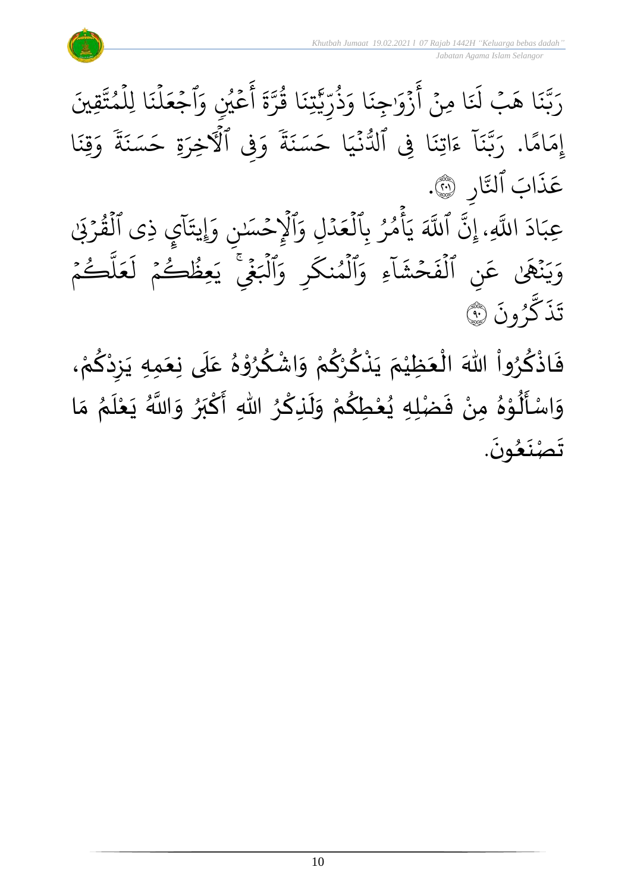رَبَّنَا هَبۡ لَنَا مِنۡ أَزۡوَٰجِنَا وَذُرِّيَّٰتِنَا قُرَّةَ أَعۡيُنٖ وَٱجۡعَلۡنَا لِلۡمُتَّقِينَ إِمَامًا. رَبَّنَآ ءَاتِنَا فِي ٱلدُّنۡيَا حَسَنَةٗ وَفِي ٱلۡأٓخِرَةِ حَسَنَةٗ وَقِنَا عَذَابَ ٱلنَّارِ ﴿٢٠١﴾.

عِبَادَ اللهِ، إِنَّ ٱللَّهَ يَأۡمُرُ بِٱلۡعَدۡلِ وَٱلۡإِحۡسَٰنِ وَإِيتَآيِٕ ذِي ٱلۡقُرۡبَىٰ وَيَنۡهَىٰ عَنِ ٱلۡفَحۡشَآءِ وَٱلۡمُنكَرِ وَٱلۡبَغۡيِۚ يَعِظُكُمۡ لَعَلَّكُمۡ تَذَكَّرُونَ ﴿٩٠﴾

فَاذْكُرُواْ اللهَ الْعَظِيْمَ يَذْكُرْكُمْ وَاشْكُرُوْهُ عَلَى نِعَمِهِ يَزِدْكُمْ، وَاسْأَلُوْهُ مِنْ فَضْلِهِ يُعْطِكُمْ وَلَذِكْرُ اللهِ أَكْبَرُ وَاللَّهُ يَعْلَمُ مَا تَصْنَعُونَ.